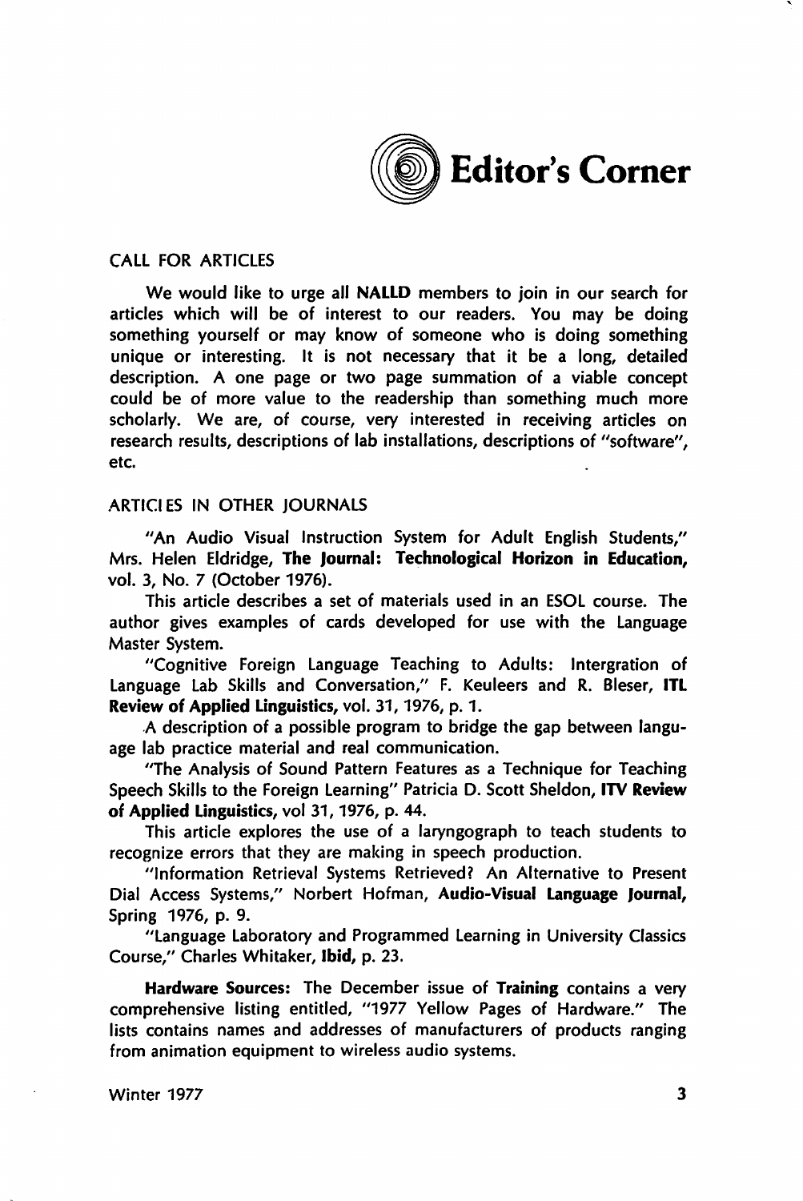# Editor's Corner

## CALL FOR ARTICLES

We would like to urge all **NALLD** members to join in our search for articles which will be of interest to our readers. You may be doing something yourself or may know of someone who is doing something unique or interesting. It is not necessary that it be a long, detailed description. A one page or two page summation of a viable concept could be of more value to the readership than something much more scholarly. We are, of course, very interested in receiving articles on research results, descriptions of lab installations, descriptions of "software", etc.

## ARTICLES IN OTHER JOURNALS

"An Audio Visual Instruction System for Adult English Students," Mrs. Helen Eldridge, **The Journal: Technological Horizon in Education,** vol. 3, No. 7 (October 1976).

This article describes a set of materials used in an ESOL course. The author gives examples of cards developed for use with the Language Master System.

"Cognitive Foreign Language Teaching to Adults: Intergration of Language Lab Skills and Conversation," F. Keuleers and R. Bleser, **ITL Review of Applied Linguistics,** vol. 31, 1976, p. 1.

A description of a possible program to bridge the gap between language lab practice material and real communication.

"The Analysis of Sound Pattern Features as a Technique for Teaching Speech Skills to the Foreign Learning" Patricia D. Scott Sheldon, **ITV Review of Applied Linguistics,** vol 31, 1976, p. 44.

This article explores the use of a laryngograph to teach students to recognize errors that they are making in speech production.

"Information Retrieval Systems Retrieved? An Alternative to Present Dial Access Systems," Norbert Hofman, **Audio-Visual Language Journal,** Spring 1976, p. 9.

"Language Laboratory and Programmed Learning in University Classics Course," Charles Whitaker, **Ibid,** p. 23.

**Hardware Sources:** The December issue of **Training** contains a very comprehensive listing entitled, "1977 Yellow Pages of Hardware." The lists contains names and addresses of manufacturers of products ranging from animation equipment to wireless audio systems.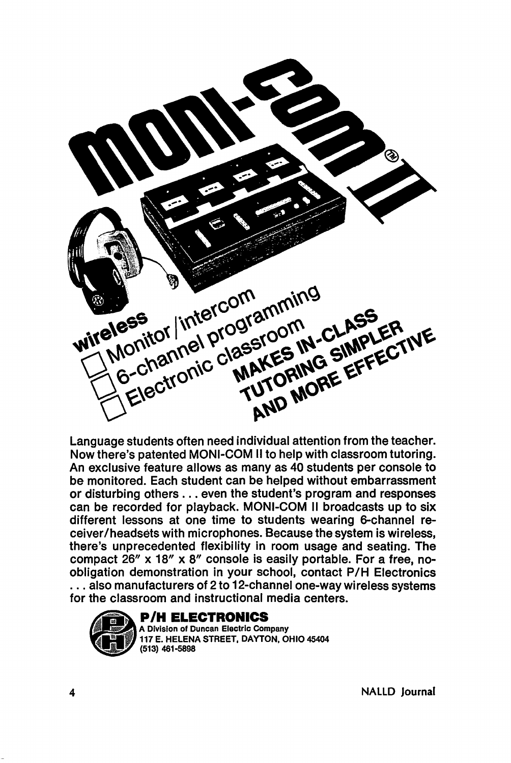# MONI-COM II®

wireless

- Monitor/intercom
- 6-channel programming
- Electronic classroom

**MAKES IN-CLASS TUTORING SIMPLER AND MORE EFFECTIVE**

Language students often need individual attention from the teacher. Now there's patented MONI-COM II to help with classroom tutoring. An exclusive feature allows as many as 40 students per console to be monitored. Each student can be helped without embarrassment or disturbing others . . . even the student's program and responses can be recorded for playback. MONI-COM II broadcasts up to six different lessons at one time to students wearing 6-channel receiver/headsets with microphones. Because the system is wireless, there's unprecedented flexibility in room usage and seating. The compact 26" x 18" x 8" console is easily portable. For a free, no-obligation demonstration in your school, contact P/H Electronics . . . also manufacturers of 2 to 12-channel one-way wireless systems for the classroom and instructional media centers.

**P/H ELECTRONICS**
A Division of Duncan Electric Company
117 E. HELENA STREET, DAYTON, OHIO 45404
(513) 461-5898